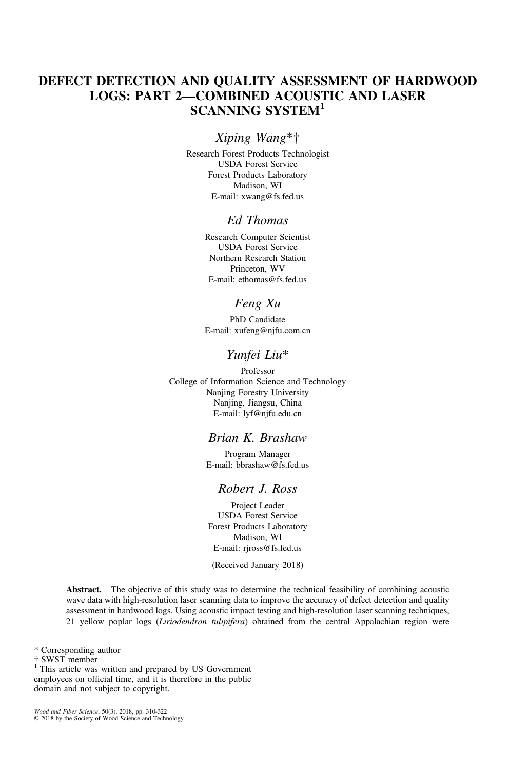# DEFECT DETECTION AND QUALITY ASSESSMENT OF HARDWOOD LOGS: PART 2—COMBINED ACOUSTIC AND LASER SCANNING SYSTEM[1]

## *Xiping Wang*†

Research Forest Products Technologist
USDA Forest Service
Forest Products Laboratory
Madison, WI
E-mail: xwang@fs.fed.us

## *Ed Thomas*

Research Computer Scientist
USDA Forest Service
Northern Research Station
Princeton, WV
E-mail: ethomas@fs.fed.us

## *Feng Xu*

PhD Candidate
E-mail: xufeng@njfu.com.cn

## *Yunfei Liu**

Professor
College of Information Science and Technology
Nanjing Forestry University
Nanjing, Jiangsu, China
E-mail: lyf@njfu.edu.cn

## *Brian K. Brashaw*

Program Manager
E-mail: bbrashaw@fs.fed.us

## *Robert J. Ross*

Project Leader
USDA Forest Service
Forest Products Laboratory
Madison, WI
E-mail: rjross@fs.fed.us

(Received January 2018)

**Abstract.** The objective of this study was to determine the technical feasibility of combining acoustic wave data with high-resolution laser scanning data to improve the accuracy of defect detection and quality assessment in hardwood logs. Using acoustic impact testing and high-resolution laser scanning techniques, 21 yellow poplar logs (*Liriodendron tulipifera*) obtained from the central Appalachian region were

---

* Corresponding author
† SWST member
[1] This article was written and prepared by US Government employees on official time, and it is therefore in the public domain and not subject to copyright.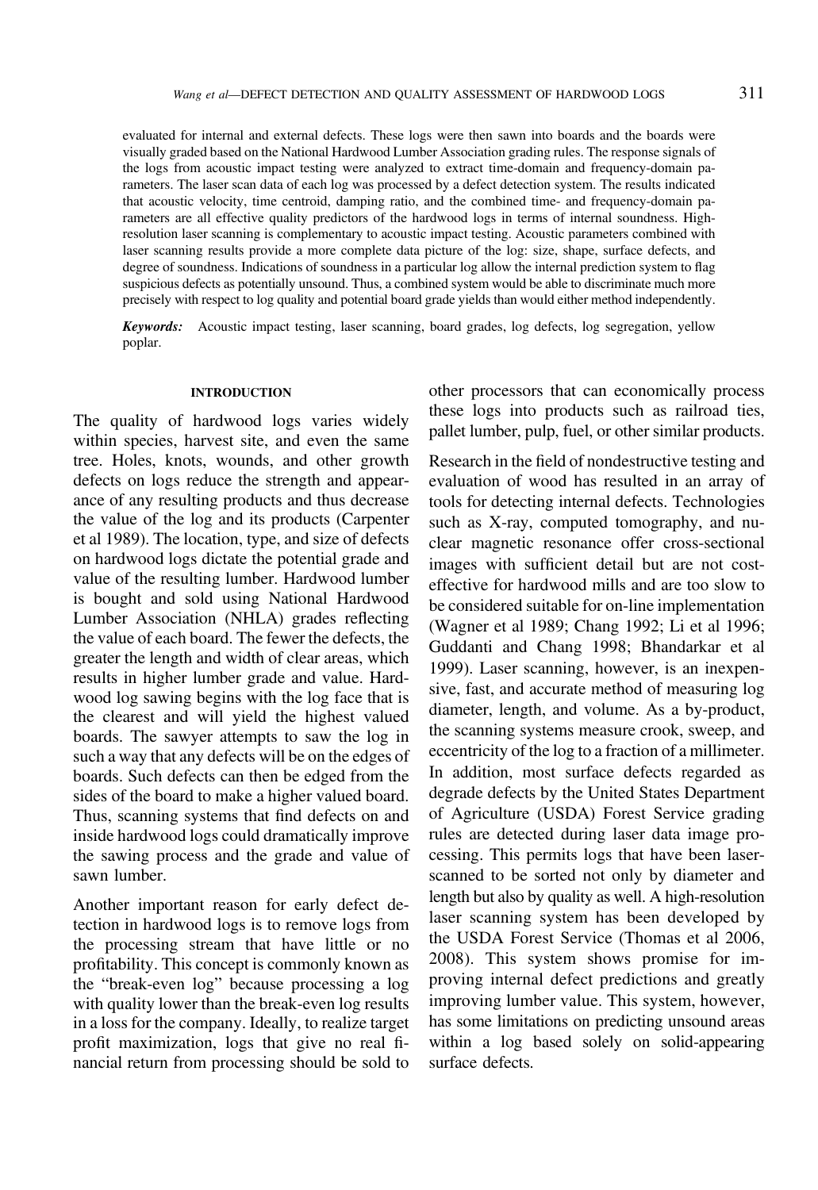evaluated for internal and external defects. These logs were then sawn into boards and the boards were visually graded based on the National Hardwood Lumber Association grading rules. The response signals of the logs from acoustic impact testing were analyzed to extract time-domain and frequency-domain parameters. The laser scan data of each log was processed by a defect detection system. The results indicated that acoustic velocity, time centroid, damping ratio, and the combined time- and frequency-domain parameters are all effective quality predictors of the hardwood logs in terms of internal soundness. High-resolution laser scanning is complementary to acoustic impact testing. Acoustic parameters combined with laser scanning results provide a more complete data picture of the log: size, shape, surface defects, and degree of soundness. Indications of soundness in a particular log allow the internal prediction system to flag suspicious defects as potentially unsound. Thus, a combined system would be able to discriminate much more precisely with respect to log quality and potential board grade yields than would either method independently.

***Keywords:*** Acoustic impact testing, laser scanning, board grades, log defects, log segregation, yellow poplar.

## INTRODUCTION

The quality of hardwood logs varies widely within species, harvest site, and even the same tree. Holes, knots, wounds, and other growth defects on logs reduce the strength and appearance of any resulting products and thus decrease the value of the log and its products (Carpenter et al 1989). The location, type, and size of defects on hardwood logs dictate the potential grade and value of the resulting lumber. Hardwood lumber is bought and sold using National Hardwood Lumber Association (NHLA) grades reflecting the value of each board. The fewer the defects, the greater the length and width of clear areas, which results in higher lumber grade and value. Hardwood log sawing begins with the log face that is the clearest and will yield the highest valued boards. The sawyer attempts to saw the log in such a way that any defects will be on the edges of boards. Such defects can then be edged from the sides of the board to make a higher valued board. Thus, scanning systems that find defects on and inside hardwood logs could dramatically improve the sawing process and the grade and value of sawn lumber.

Another important reason for early defect detection in hardwood logs is to remove logs from the processing stream that have little or no profitability. This concept is commonly known as the "break-even log" because processing a log with quality lower than the break-even log results in a loss for the company. Ideally, to realize target profit maximization, logs that give no real financial return from processing should be sold to other processors that can economically process these logs into products such as railroad ties, pallet lumber, pulp, fuel, or other similar products.

Research in the field of nondestructive testing and evaluation of wood has resulted in an array of tools for detecting internal defects. Technologies such as X-ray, computed tomography, and nuclear magnetic resonance offer cross-sectional images with sufficient detail but are not cost-effective for hardwood mills and are too slow to be considered suitable for on-line implementation (Wagner et al 1989; Chang 1992; Li et al 1996; Guddanti and Chang 1998; Bhandarkar et al 1999). Laser scanning, however, is an inexpensive, fast, and accurate method of measuring log diameter, length, and volume. As a by-product, the scanning systems measure crook, sweep, and eccentricity of the log to a fraction of a millimeter. In addition, most surface defects regarded as degrade defects by the United States Department of Agriculture (USDA) Forest Service grading rules are detected during laser data image processing. This permits logs that have been laser-scanned to be sorted not only by diameter and length but also by quality as well. A high-resolution laser scanning system has been developed by the USDA Forest Service (Thomas et al 2006, 2008). This system shows promise for improving internal defect predictions and greatly improving lumber value. This system, however, has some limitations on predicting unsound areas within a log based solely on solid-appearing surface defects.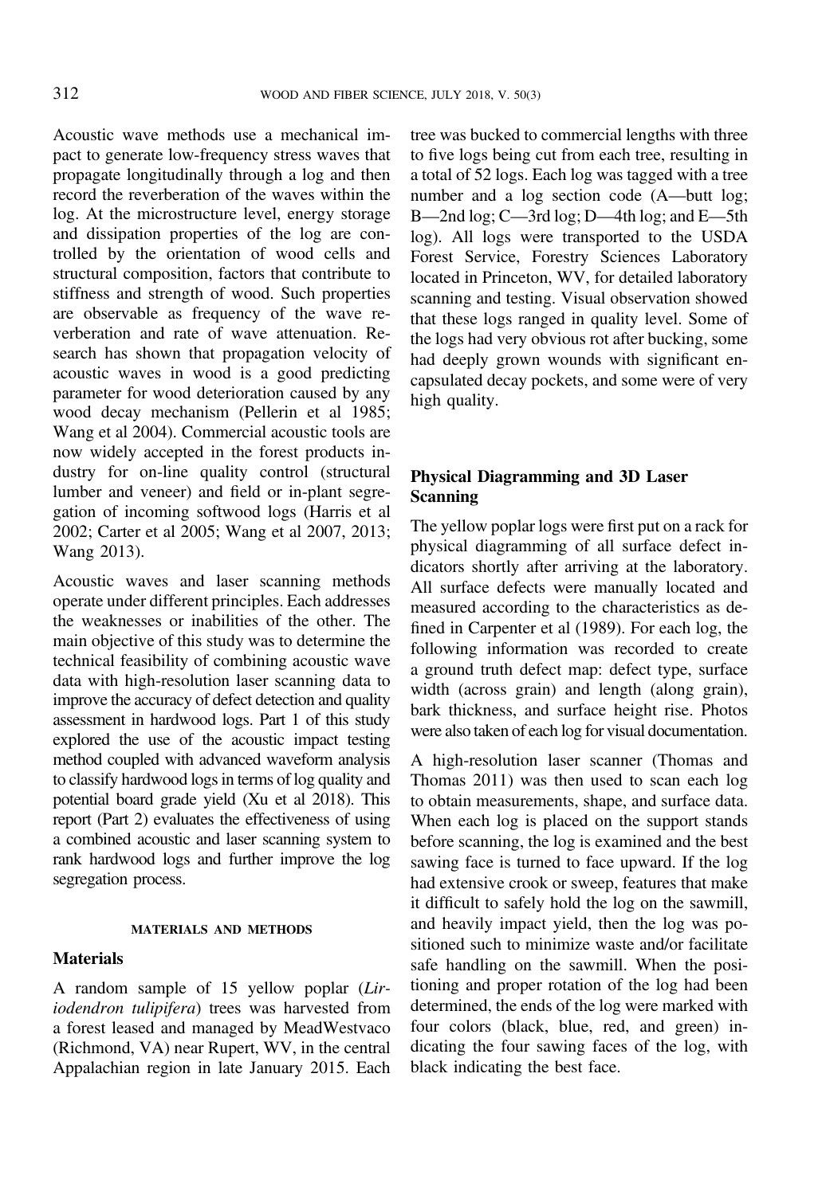Acoustic wave methods use a mechanical impact to generate low-frequency stress waves that propagate longitudinally through a log and then record the reverberation of the waves within the log. At the microstructure level, energy storage and dissipation properties of the log are controlled by the orientation of wood cells and structural composition, factors that contribute to stiffness and strength of wood. Such properties are observable as frequency of the wave reverberation and rate of wave attenuation. Research has shown that propagation velocity of acoustic waves in wood is a good predicting parameter for wood deterioration caused by any wood decay mechanism (Pellerin et al 1985; Wang et al 2004). Commercial acoustic tools are now widely accepted in the forest products industry for on-line quality control (structural lumber and veneer) and field or in-plant segregation of incoming softwood logs (Harris et al 2002; Carter et al 2005; Wang et al 2007, 2013; Wang 2013).

Acoustic waves and laser scanning methods operate under different principles. Each addresses the weaknesses or inabilities of the other. The main objective of this study was to determine the technical feasibility of combining acoustic wave data with high-resolution laser scanning data to improve the accuracy of defect detection and quality assessment in hardwood logs. Part 1 of this study explored the use of the acoustic impact testing method coupled with advanced waveform analysis to classify hardwood logs in terms of log quality and potential board grade yield (Xu et al 2018). This report (Part 2) evaluates the effectiveness of using a combined acoustic and laser scanning system to rank hardwood logs and further improve the log segregation process.

## MATERIALS AND METHODS

### Materials

A random sample of 15 yellow poplar (*Liriodendron tulipifera*) trees was harvested from a forest leased and managed by MeadWestvaco (Richmond, VA) near Rupert, WV, in the central Appalachian region in late January 2015. Each tree was bucked to commercial lengths with three to five logs being cut from each tree, resulting in a total of 52 logs. Each log was tagged with a tree number and a log section code (A—butt log; B—2nd log; C—3rd log; D—4th log; and E—5th log). All logs were transported to the USDA Forest Service, Forestry Sciences Laboratory located in Princeton, WV, for detailed laboratory scanning and testing. Visual observation showed that these logs ranged in quality level. Some of the logs had very obvious rot after bucking, some had deeply grown wounds with significant encapsulated decay pockets, and some were of very high quality.

### Physical Diagramming and 3D Laser Scanning

The yellow poplar logs were first put on a rack for physical diagramming of all surface defect indicators shortly after arriving at the laboratory. All surface defects were manually located and measured according to the characteristics as defined in Carpenter et al (1989). For each log, the following information was recorded to create a ground truth defect map: defect type, surface width (across grain) and length (along grain), bark thickness, and surface height rise. Photos were also taken of each log for visual documentation.

A high-resolution laser scanner (Thomas and Thomas 2011) was then used to scan each log to obtain measurements, shape, and surface data. When each log is placed on the support stands before scanning, the log is examined and the best sawing face is turned to face upward. If the log had extensive crook or sweep, features that make it difficult to safely hold the log on the sawmill, and heavily impact yield, then the log was positioned such to minimize waste and/or facilitate safe handling on the sawmill. When the positioning and proper rotation of the log had been determined, the ends of the log were marked with four colors (black, blue, red, and green) indicating the four sawing faces of the log, with black indicating the best face.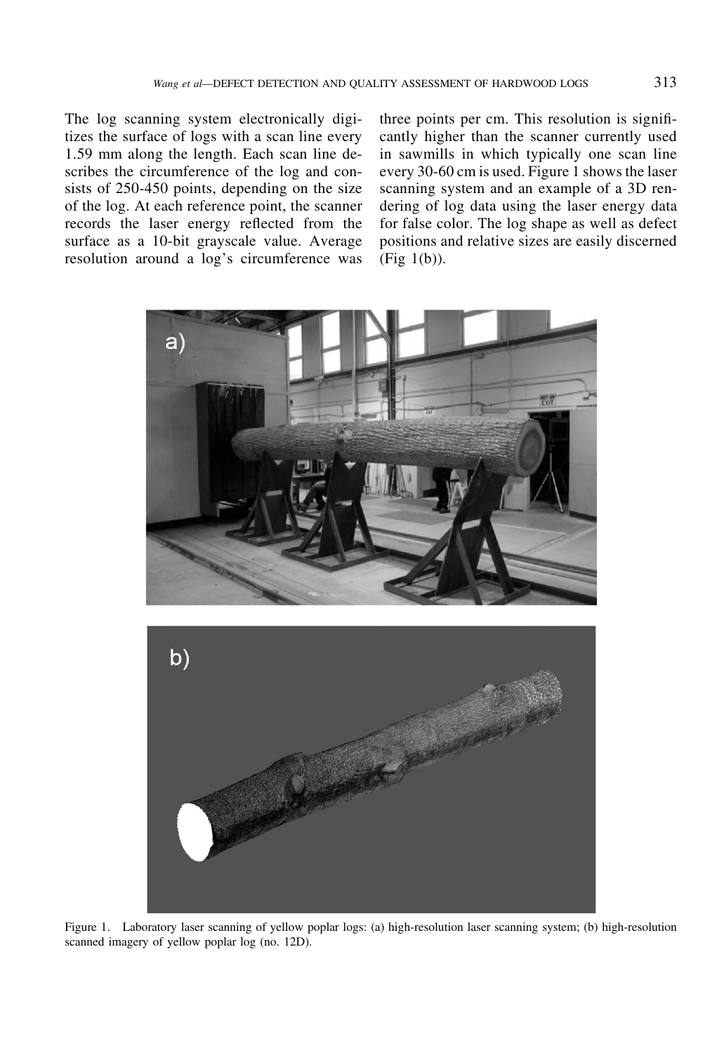The log scanning system electronically digitizes the surface of logs with a scan line every 1.59 mm along the length. Each scan line describes the circumference of the log and consists of 250-450 points, depending on the size of the log. At each reference point, the scanner records the laser energy reflected from the surface as a 10-bit grayscale value. Average resolution around a log's circumference was three points per cm. This resolution is significantly higher than the scanner currently used in sawmills in which typically one scan line every 30-60 cm is used. Figure 1 shows the laser scanning system and an example of a 3D rendering of log data using the laser energy data for false color. The log shape as well as defect positions and relative sizes are easily discerned (Fig 1(b)).

Figure 1. Laboratory laser scanning of yellow poplar logs: (a) high-resolution laser scanning system; (b) high-resolution scanned imagery of yellow poplar log (no. 12D).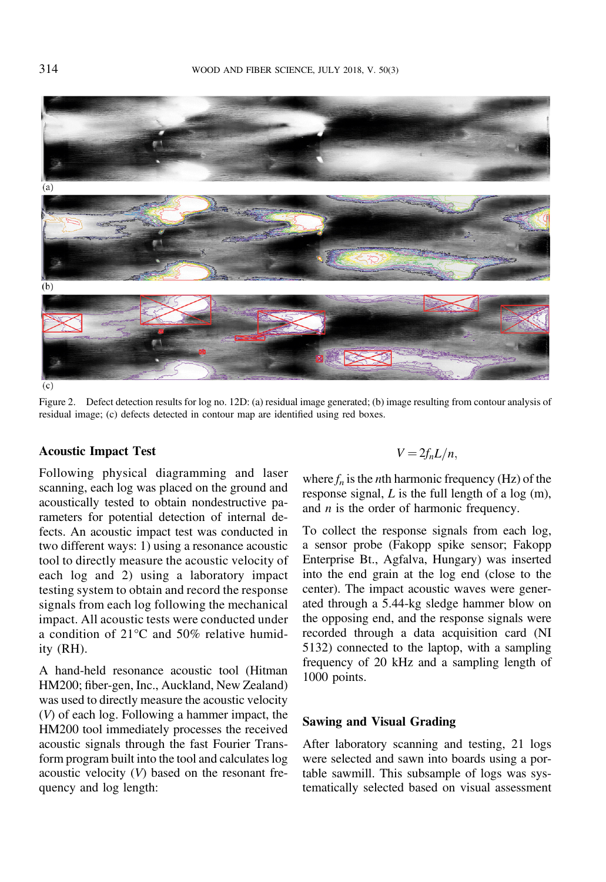(a)

(b)

(c)

Figure 2. Defect detection results for log no. 12D: (a) residual image generated; (b) image resulting from contour analysis of residual image; (c) defects detected in contour map are identified using red boxes.

### Acoustic Impact Test

Following physical diagramming and laser scanning, each log was placed on the ground and acoustically tested to obtain nondestructive parameters for potential detection of internal defects. An acoustic impact test was conducted in two different ways: 1) using a resonance acoustic tool to directly measure the acoustic velocity of each log and 2) using a laboratory impact testing system to obtain and record the response signals from each log following the mechanical impact. All acoustic tests were conducted under a condition of 21°C and 50% relative humidity (RH).

A hand-held resonance acoustic tool (Hitman HM200; fiber-gen, Inc., Auckland, New Zealand) was used to directly measure the acoustic velocity ($V$) of each log. Following a hammer impact, the HM200 tool immediately processes the received acoustic signals through the fast Fourier Transform program built into the tool and calculates log acoustic velocity ($V$) based on the resonant frequency and log length:

$$V = 2f_nL/n,$$

where $f_n$ is the $n$th harmonic frequency (Hz) of the response signal, $L$ is the full length of a log (m), and $n$ is the order of harmonic frequency.

To collect the response signals from each log, a sensor probe (Fakopp spike sensor; Fakopp Enterprise Bt., Agfalva, Hungary) was inserted into the end grain at the log end (close to the center). The impact acoustic waves were generated through a 5.44-kg sledge hammer blow on the opposing end, and the response signals were recorded through a data acquisition card (NI 5132) connected to the laptop, with a sampling frequency of 20 kHz and a sampling length of 1000 points.

### Sawing and Visual Grading

After laboratory scanning and testing, 21 logs were selected and sawn into boards using a portable sawmill. This subsample of logs was systematically selected based on visual assessment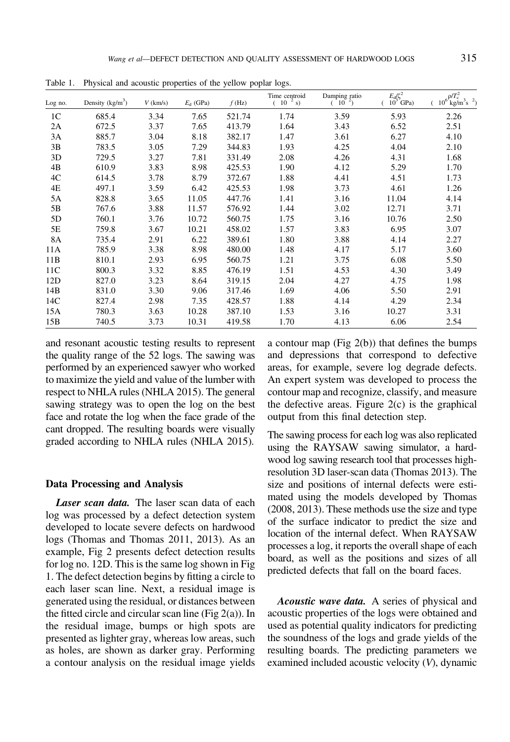Table 1. Physical and acoustic properties of the yellow poplar logs.

| Log no. | Density (kg/m$^3$) | $V$ (km/s) | $E_d$ (GPa) | $f$ (Hz) | Time centroid ($10^{-2}$ s) | Damping ratio ($10^{-2}$) | $E_d/\zeta^2$ ($10^3$ GPa) | $\rho/T_c^2$ ($10^6$ kg/m$^3$s$^{-2}$) |
|---|---|---|---|---|---|---|---|---|
| 1C | 685.4 | 3.34 | 7.65 | 521.74 | 1.74 | 3.59 | 5.93 | 2.26 |
| 2A | 672.5 | 3.37 | 7.65 | 413.79 | 1.64 | 3.43 | 6.52 | 2.51 |
| 3A | 885.7 | 3.04 | 8.18 | 382.17 | 1.47 | 3.61 | 6.27 | 4.10 |
| 3B | 783.5 | 3.05 | 7.29 | 344.83 | 1.93 | 4.25 | 4.04 | 2.10 |
| 3D | 729.5 | 3.27 | 7.81 | 331.49 | 2.08 | 4.26 | 4.31 | 1.68 |
| 4B | 610.9 | 3.83 | 8.98 | 425.53 | 1.90 | 4.12 | 5.29 | 1.70 |
| 4C | 614.5 | 3.78 | 8.79 | 372.67 | 1.88 | 4.41 | 4.51 | 1.73 |
| 4E | 497.1 | 3.59 | 6.42 | 425.53 | 1.98 | 3.73 | 4.61 | 1.26 |
| 5A | 828.8 | 3.65 | 11.05 | 447.76 | 1.41 | 3.16 | 11.04 | 4.14 |
| 5B | 767.6 | 3.88 | 11.57 | 576.92 | 1.44 | 3.02 | 12.71 | 3.71 |
| 5D | 760.1 | 3.76 | 10.72 | 560.75 | 1.75 | 3.16 | 10.76 | 2.50 |
| 5E | 759.8 | 3.67 | 10.21 | 458.02 | 1.57 | 3.83 | 6.95 | 3.07 |
| 8A | 735.4 | 2.91 | 6.22 | 389.61 | 1.80 | 3.88 | 4.14 | 2.27 |
| 11A | 785.9 | 3.38 | 8.98 | 480.00 | 1.48 | 4.17 | 5.17 | 3.60 |
| 11B | 810.1 | 2.93 | 6.95 | 560.75 | 1.21 | 3.75 | 6.08 | 5.50 |
| 11C | 800.3 | 3.32 | 8.85 | 476.19 | 1.51 | 4.53 | 4.30 | 3.49 |
| 12D | 827.0 | 3.23 | 8.64 | 319.15 | 2.04 | 4.27 | 4.75 | 1.98 |
| 14B | 831.0 | 3.30 | 9.06 | 317.46 | 1.69 | 4.06 | 5.50 | 2.91 |
| 14C | 827.4 | 2.98 | 7.35 | 428.57 | 1.88 | 4.14 | 4.29 | 2.34 |
| 15A | 780.3 | 3.63 | 10.28 | 387.10 | 1.53 | 3.16 | 10.27 | 3.31 |
| 15B | 740.5 | 3.73 | 10.31 | 419.58 | 1.70 | 4.13 | 6.06 | 2.54 |

and resonant acoustic testing results to represent the quality range of the 52 logs. The sawing was performed by an experienced sawyer who worked to maximize the yield and value of the lumber with respect to NHLA rules (NHLA 2015). The general sawing strategy was to open the log on the best face and rotate the log when the face grade of the cant dropped. The resulting boards were visually graded according to NHLA rules (NHLA 2015).

## Data Processing and Analysis

***Laser scan data.*** The laser scan data of each log was processed by a defect detection system developed to locate severe defects on hardwood logs (Thomas and Thomas 2011, 2013). As an example, Fig 2 presents defect detection results for log no. 12D. This is the same log shown in Fig 1. The defect detection begins by fitting a circle to each laser scan line. Next, a residual image is generated using the residual, or distances between the fitted circle and circular scan line (Fig 2(a)). In the residual image, bumps or high spots are presented as lighter gray, whereas low areas, such as holes, are shown as darker gray. Performing a contour analysis on the residual image yields a contour map (Fig 2(b)) that defines the bumps and depressions that correspond to defective areas, for example, severe log degrade defects. An expert system was developed to process the contour map and recognize, classify, and measure the defective areas. Figure 2(c) is the graphical output from this final detection step.

The sawing process for each log was also replicated using the RAYSAW sawing simulator, a hardwood log sawing research tool that processes high-resolution 3D laser-scan data (Thomas 2013). The size and positions of internal defects were estimated using the models developed by Thomas (2008, 2013). These methods use the size and type of the surface indicator to predict the size and location of the internal defect. When RAYSAW processes a log, it reports the overall shape of each board, as well as the positions and sizes of all predicted defects that fall on the board faces.

***Acoustic wave data.*** A series of physical and acoustic properties of the logs were obtained and used as potential quality indicators for predicting the soundness of the logs and grade yields of the resulting boards. The predicting parameters we examined included acoustic velocity ($V$), dynamic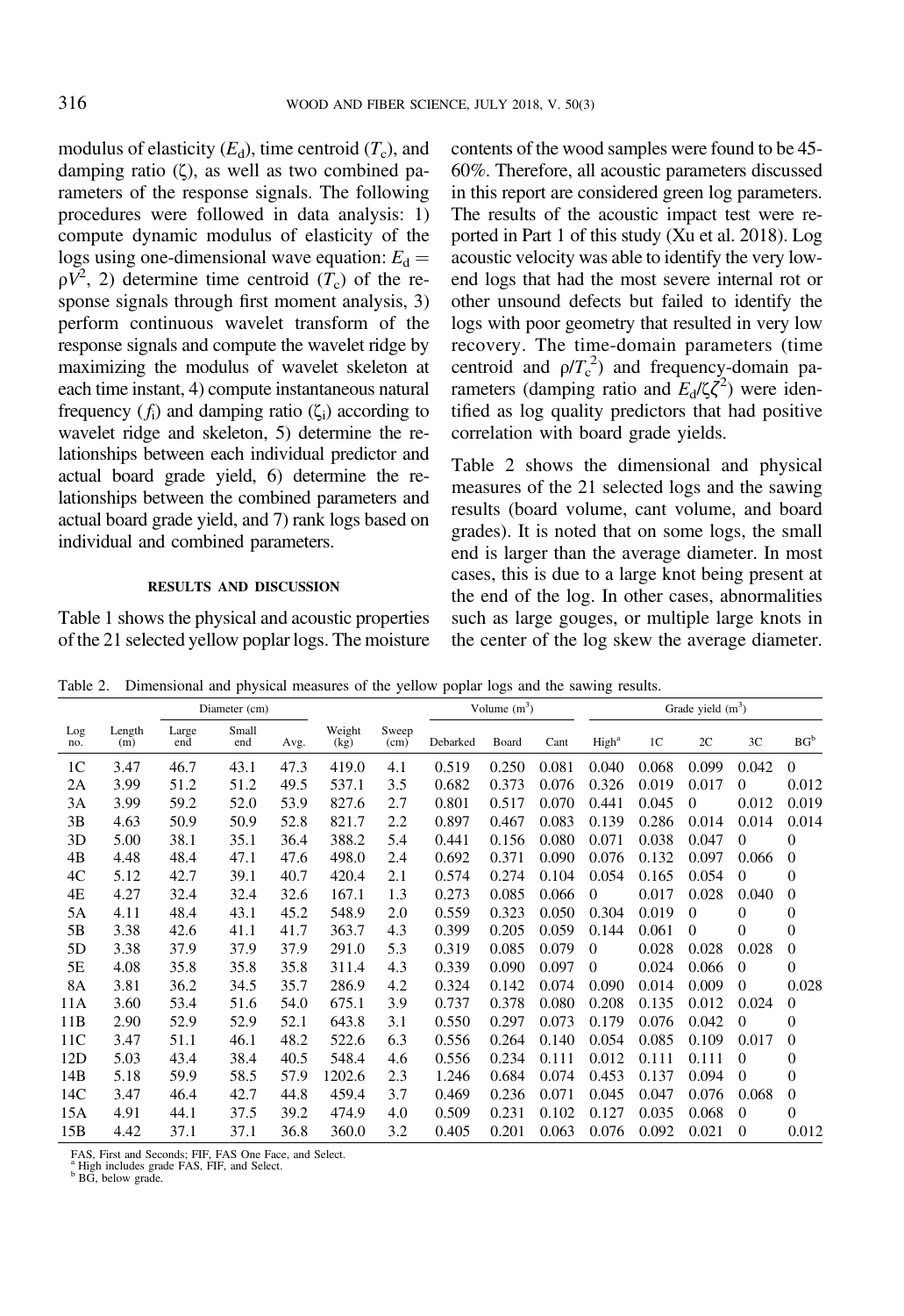modulus of elasticity ($E_d$), time centroid ($T_c$), and damping ratio ($\zeta$), as well as two combined parameters of the response signals. The following procedures were followed in data analysis: 1) compute dynamic modulus of elasticity of the logs using one-dimensional wave equation: $E_d = \rho V^2$, 2) determine time centroid ($T_c$) of the response signals through first moment analysis, 3) perform continuous wavelet transform of the response signals and compute the wavelet ridge by maximizing the modulus of wavelet skeleton at each time instant, 4) compute instantaneous natural frequency ($f_i$) and damping ratio ($\zeta_i$) according to wavelet ridge and skeleton, 5) determine the relationships between each individual predictor and actual board grade yield, 6) determine the relationships between the combined parameters and actual board grade yield, and 7) rank logs based on individual and combined parameters.

## RESULTS AND DISCUSSION

Table 1 shows the physical and acoustic properties of the 21 selected yellow poplar logs. The moisture contents of the wood samples were found to be 45-60%. Therefore, all acoustic parameters discussed in this report are considered green log parameters. The results of the acoustic impact test were reported in Part 1 of this study (Xu et al. 2018). Log acoustic velocity was able to identify the very low-end logs that had the most severe internal rot or other unsound defects but failed to identify the logs with poor geometry that resulted in very low recovery. The time-domain parameters (time centroid and $\rho/T_c^2$) and frequency-domain parameters (damping ratio and $E_d/\zeta\zeta^2$) were identified as log quality predictors that had positive correlation with board grade yields.

Table 2 shows the dimensional and physical measures of the 21 selected logs and the sawing results (board volume, cant volume, and board grades). It is noted that on some logs, the small end is larger than the average diameter. In most cases, this is due to a large knot being present at the end of the log. In other cases, abnormalities such as large gouges, or multiple large knots in the center of the log skew the average diameter.

Table 2. Dimensional and physical measures of the yellow poplar logs and the sawing results.

| Log no. | Length (m) | Diameter (cm) | | | Weight (kg) | Sweep (cm) | Volume ($m^3$) | | | Grade yield ($m^3$) | | | | |
|---|---|---|---|---|---|---|---|---|---|---|---|---|---|---|
| | | Large end | Small end | Avg. | | | Debarked | Board | Cant | High[a] | 1C | 2C | 3C | BG[b] |
| 1C | 3.47 | 46.7 | 43.1 | 47.3 | 419.0 | 4.1 | 0.519 | 0.250 | 0.081 | 0.040 | 0.068 | 0.099 | 0.042 | 0 |
| 2A | 3.99 | 51.2 | 51.2 | 49.5 | 537.1 | 3.5 | 0.682 | 0.373 | 0.076 | 0.326 | 0.019 | 0.017 | 0 | 0.012 |
| 3A | 3.99 | 59.2 | 52.0 | 53.9 | 827.6 | 2.7 | 0.801 | 0.517 | 0.070 | 0.441 | 0.045 | 0 | 0.012 | 0.019 |
| 3B | 4.63 | 50.9 | 50.9 | 52.8 | 821.7 | 2.2 | 0.897 | 0.467 | 0.083 | 0.139 | 0.286 | 0.014 | 0.014 | 0.014 |
| 3D | 5.00 | 38.1 | 35.1 | 36.4 | 388.2 | 5.4 | 0.441 | 0.156 | 0.080 | 0.071 | 0.038 | 0.047 | 0 | 0 |
| 4B | 4.48 | 48.4 | 47.1 | 47.6 | 498.0 | 2.4 | 0.692 | 0.371 | 0.090 | 0.076 | 0.132 | 0.097 | 0.066 | 0 |
| 4C | 5.12 | 42.7 | 39.1 | 40.7 | 420.4 | 2.1 | 0.574 | 0.274 | 0.104 | 0.054 | 0.165 | 0.054 | 0 | 0 |
| 4E | 4.27 | 32.4 | 32.4 | 32.6 | 167.1 | 1.3 | 0.273 | 0.085 | 0.066 | 0 | 0.017 | 0.028 | 0.040 | 0 |
| 5A | 4.11 | 48.4 | 43.1 | 45.2 | 548.9 | 2.0 | 0.559 | 0.323 | 0.050 | 0.304 | 0.019 | 0 | 0 | 0 |
| 5B | 3.38 | 42.6 | 41.1 | 41.7 | 363.7 | 4.3 | 0.399 | 0.205 | 0.059 | 0.144 | 0.061 | 0 | 0 | 0 |
| 5D | 3.38 | 37.9 | 37.9 | 37.9 | 291.0 | 5.3 | 0.319 | 0.085 | 0.079 | 0 | 0.028 | 0.028 | 0.028 | 0 |
| 5E | 4.08 | 35.8 | 35.8 | 35.8 | 311.4 | 4.3 | 0.339 | 0.090 | 0.097 | 0 | 0.024 | 0.066 | 0 | 0 |
| 8A | 3.81 | 36.2 | 34.5 | 35.7 | 286.9 | 4.2 | 0.324 | 0.142 | 0.074 | 0.090 | 0.014 | 0.009 | 0 | 0.028 |
| 11A | 3.60 | 53.4 | 51.6 | 54.0 | 675.1 | 3.9 | 0.737 | 0.378 | 0.080 | 0.208 | 0.135 | 0.012 | 0.024 | 0 |
| 11B | 2.90 | 52.9 | 52.9 | 52.1 | 643.8 | 3.1 | 0.550 | 0.297 | 0.073 | 0.179 | 0.076 | 0.042 | 0 | 0 |
| 11C | 3.47 | 51.1 | 46.1 | 48.2 | 522.6 | 6.3 | 0.556 | 0.264 | 0.140 | 0.054 | 0.085 | 0.109 | 0.017 | 0 |
| 12D | 5.03 | 43.4 | 38.4 | 40.5 | 548.4 | 4.6 | 0.556 | 0.234 | 0.111 | 0.012 | 0.111 | 0.111 | 0 | 0 |
| 14B | 5.18 | 59.9 | 58.5 | 57.9 | 1202.6 | 2.3 | 1.246 | 0.684 | 0.074 | 0.453 | 0.137 | 0.094 | 0 | 0 |
| 14C | 3.47 | 46.4 | 42.7 | 44.8 | 459.4 | 3.7 | 0.469 | 0.236 | 0.071 | 0.045 | 0.047 | 0.076 | 0.068 | 0 |
| 15A | 4.91 | 44.1 | 37.5 | 39.2 | 474.9 | 4.0 | 0.509 | 0.231 | 0.102 | 0.127 | 0.035 | 0.068 | 0 | 0 |
| 15B | 4.42 | 37.1 | 37.1 | 36.8 | 360.0 | 3.2 | 0.405 | 0.201 | 0.063 | 0.076 | 0.092 | 0.021 | 0 | 0.012 |

FAS, First and Seconds; FIF, FAS One Face, and Select.
[a] High includes grade FAS, FIF, and Select.
[b] BG, below grade.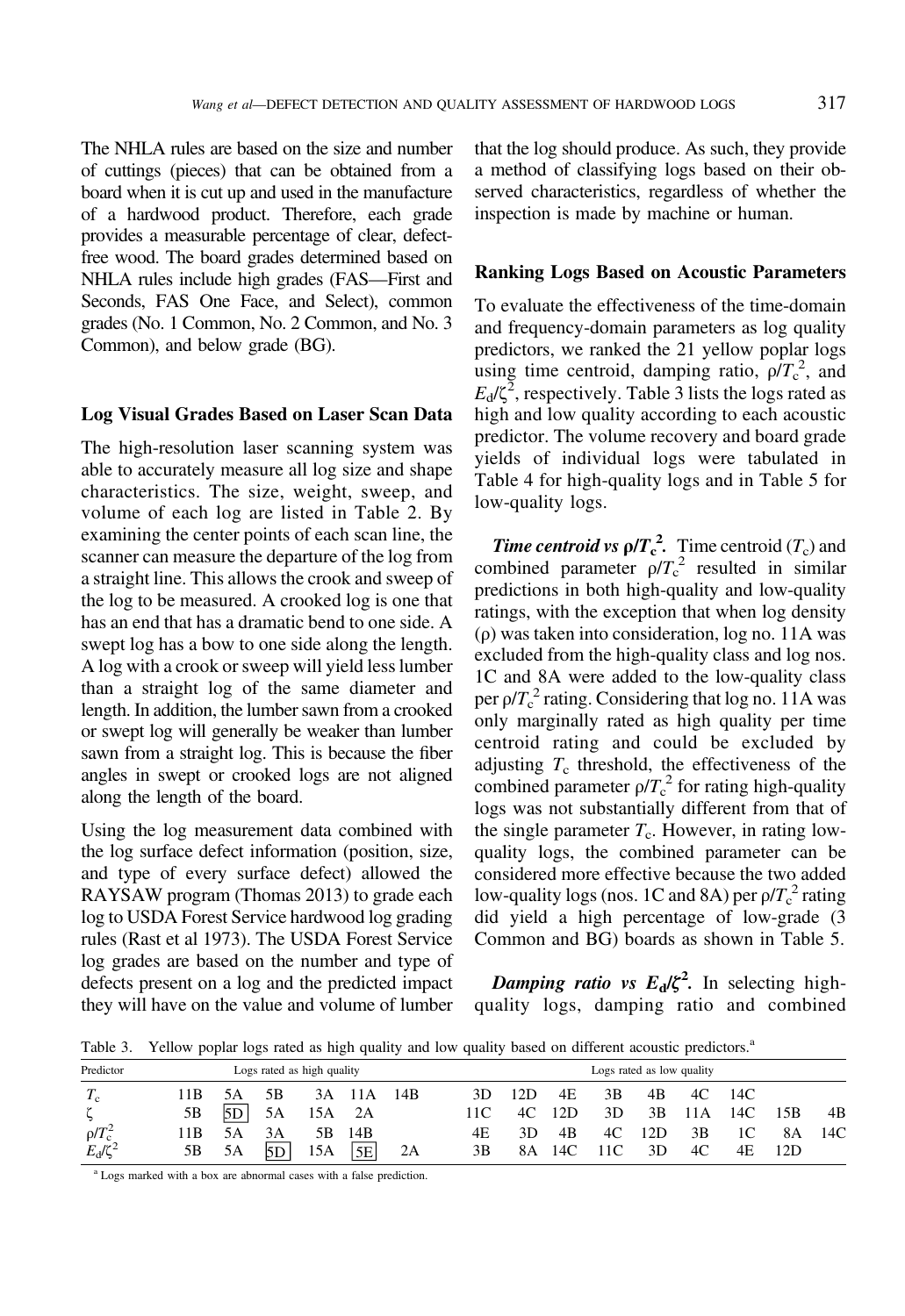The NHLA rules are based on the size and number of cuttings (pieces) that can be obtained from a board when it is cut up and used in the manufacture of a hardwood product. Therefore, each grade provides a measurable percentage of clear, defect-free wood. The board grades determined based on NHLA rules include high grades (FAS—First and Seconds, FAS One Face, and Select), common grades (No. 1 Common, No. 2 Common, and No. 3 Common), and below grade (BG).

### Log Visual Grades Based on Laser Scan Data

The high-resolution laser scanning system was able to accurately measure all log size and shape characteristics. The size, weight, sweep, and volume of each log are listed in Table 2. By examining the center points of each scan line, the scanner can measure the departure of the log from a straight line. This allows the crook and sweep of the log to be measured. A crooked log is one that has an end that has a dramatic bend to one side. A swept log has a bow to one side along the length. A log with a crook or sweep will yield less lumber than a straight log of the same diameter and length. In addition, the lumber sawn from a crooked or swept log will generally be weaker than lumber sawn from a straight log. This is because the fiber angles in swept or crooked logs are not aligned along the length of the board.

Using the log measurement data combined with the log surface defect information (position, size, and type of every surface defect) allowed the RAYSAW program (Thomas 2013) to grade each log to USDA Forest Service hardwood log grading rules (Rast et al 1973). The USDA Forest Service log grades are based on the number and type of defects present on a log and the predicted impact they will have on the value and volume of lumber that the log should produce. As such, they provide a method of classifying logs based on their observed characteristics, regardless of whether the inspection is made by machine or human.

### Ranking Logs Based on Acoustic Parameters

To evaluate the effectiveness of the time-domain and frequency-domain parameters as log quality predictors, we ranked the 21 yellow poplar logs using time centroid, damping ratio, $\rho/T_c^2$, and $E_d/\zeta^2$, respectively. Table 3 lists the logs rated as high and low quality according to each acoustic predictor. The volume recovery and board grade yields of individual logs were tabulated in Table 4 for high-quality logs and in Table 5 for low-quality logs.

***Time centroid vs $\rho/T_c^2$.*** Time centroid ($T_c$) and combined parameter $\rho/T_c^2$ resulted in similar predictions in both high-quality and low-quality ratings, with the exception that when log density ($\rho$) was taken into consideration, log no. 11A was excluded from the high-quality class and log nos. 1C and 8A were added to the low-quality class per $\rho/T_c^2$ rating. Considering that log no. 11A was only marginally rated as high quality per time centroid rating and could be excluded by adjusting $T_c$ threshold, the effectiveness of the combined parameter $\rho/T_c^2$ for rating high-quality logs was not substantially different from that of the single parameter $T_c$. However, in rating low-quality logs, the combined parameter can be considered more effective because the two added low-quality logs (nos. 1C and 8A) per $\rho/T_c^2$ rating did yield a high percentage of low-grade (3 Common and BG) boards as shown in Table 5.

***Damping ratio vs $E_d/\zeta^2$.*** In selecting high-quality logs, damping ratio and combined

Table 3. Yellow poplar logs rated as high quality and low quality based on different acoustic predictors.[a]

| Predictor | Logs rated as high quality | | | | | | Logs rated as low quality | | | | | | | | |
|---|---|---|---|---|---|---|---|---|---|---|---|---|---|---|---|
| $T_c$ | 11B | 5A | 5B | 3A | 11A | 14B | 3D | 12D | 4E | 3B | 4B | 4C | 14C | | |
| $\zeta$ | 5B | [5D] | 5A | 15A | 2A | | 11C | 4C | 12D | 3D | 3B | 11A | 14C | 15B | 4B |
| $\rho/T_c^2$ | 11B | 5A | 3A | 5B | 14B | | 4E | 3D | 4B | 4C | 12D | 3B | 1C | 8A | 14C |
| $E_d/\zeta^2$ | 5B | 5A | [5D] | 15A | [5E] | 2A | 3B | 8A | 14C | 11C | 3D | 4C | 4E | 12D | |

[a] Logs marked with a box are abnormal cases with a false prediction.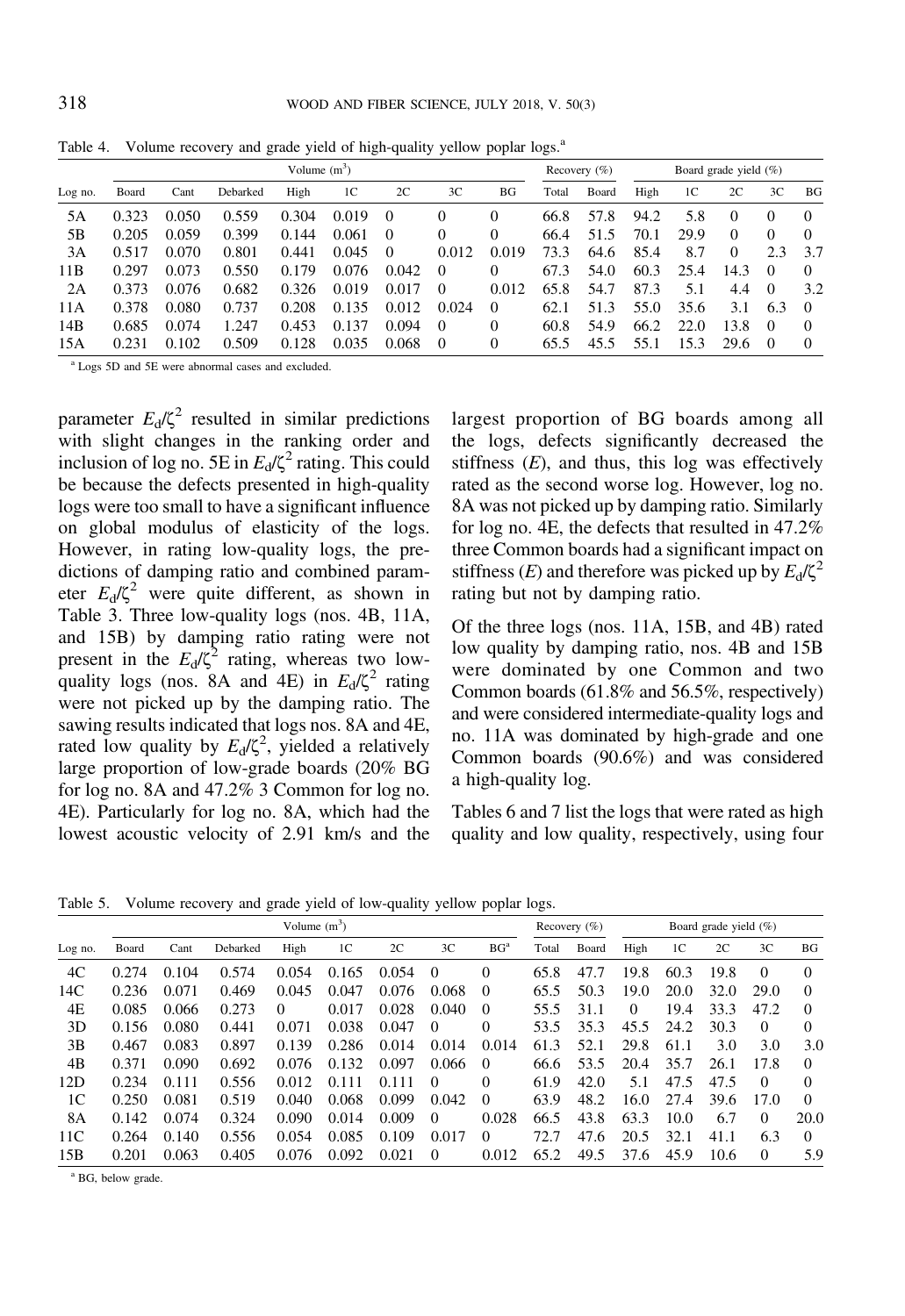Table 4. Volume recovery and grade yield of high-quality yellow poplar logs.[a]

| Log no. | Volume ($m^3$) | | | | | | | | Recovery (%) | | Board grade yield (%) | | | | |
|---|---|---|---|---|---|---|---|---|---|---|---|---|---|---|---|
| | Board | Cant | Debarked | High | 1C | 2C | 3C | BG | Total | Board | High | 1C | 2C | 3C | BG |
| 5A | 0.323 | 0.050 | 0.559 | 0.304 | 0.019 | 0 | 0 | 0 | 66.8 | 57.8 | 94.2 | 5.8 | 0 | 0 | 0 |
| 5B | 0.205 | 0.059 | 0.399 | 0.144 | 0.061 | 0 | 0 | 0 | 66.4 | 51.5 | 70.1 | 29.9 | 0 | 0 | 0 |
| 3A | 0.517 | 0.070 | 0.801 | 0.441 | 0.045 | 0 | 0.012 | 0.019 | 73.3 | 64.6 | 85.4 | 8.7 | 0 | 2.3 | 3.7 |
| 11B | 0.297 | 0.073 | 0.550 | 0.179 | 0.076 | 0.042 | 0 | 0 | 67.3 | 54.0 | 60.3 | 25.4 | 14.3 | 0 | 0 |
| 2A | 0.373 | 0.076 | 0.682 | 0.326 | 0.019 | 0.017 | 0 | 0.012 | 65.8 | 54.7 | 87.3 | 5.1 | 4.4 | 0 | 3.2 |
| 11A | 0.378 | 0.080 | 0.737 | 0.208 | 0.135 | 0.012 | 0.024 | 0 | 62.1 | 51.3 | 55.0 | 35.6 | 3.1 | 6.3 | 0 |
| 14B | 0.685 | 0.074 | 1.247 | 0.453 | 0.137 | 0.094 | 0 | 0 | 60.8 | 54.9 | 66.2 | 22.0 | 13.8 | 0 | 0 |
| 15A | 0.231 | 0.102 | 0.509 | 0.128 | 0.035 | 0.068 | 0 | 0 | 65.5 | 45.5 | 55.1 | 15.3 | 29.6 | 0 | 0 |

[a] Logs 5D and 5E were abnormal cases and excluded.

parameter $E_d/\zeta^2$ resulted in similar predictions with slight changes in the ranking order and inclusion of log no. 5E in $E_d/\zeta^2$ rating. This could be because the defects presented in high-quality logs were too small to have a significant influence on global modulus of elasticity of the logs. However, in rating low-quality logs, the predictions of damping ratio and combined parameter $E_d/\zeta^2$ were quite different, as shown in Table 3. Three low-quality logs (nos. 4B, 11A, and 15B) by damping ratio rating were not present in the $E_d/\zeta^2$ rating, whereas two low-quality logs (nos. 8A and 4E) in $E_d/\zeta^2$ rating were not picked up by the damping ratio. The sawing results indicated that logs nos. 8A and 4E, rated low quality by $E_d/\zeta^2$, yielded a relatively large proportion of low-grade boards (20% BG for log no. 8A and 47.2% 3 Common for log no. 4E). Particularly for log no. 8A, which had the lowest acoustic velocity of 2.91 km/s and the largest proportion of BG boards among all the logs, defects significantly decreased the stiffness ($E$), and thus, this log was effectively rated as the second worse log. However, log no. 8A was not picked up by damping ratio. Similarly for log no. 4E, the defects that resulted in 47.2% three Common boards had a significant impact on stiffness ($E$) and therefore was picked up by $E_d/\zeta^2$ rating but not by damping ratio.

Of the three logs (nos. 11A, 15B, and 4B) rated low quality by damping ratio, nos. 4B and 15B were dominated by one Common and two Common boards (61.8% and 56.5%, respectively) and were considered intermediate-quality logs and no. 11A was dominated by high-grade and one Common boards (90.6%) and was considered a high-quality log.

Tables 6 and 7 list the logs that were rated as high quality and low quality, respectively, using four

Table 5. Volume recovery and grade yield of low-quality yellow poplar logs.

| Log no. | Volume ($m^3$) | | | | | | | | Recovery (%) | | Board grade yield (%) | | | | |
|---|---|---|---|---|---|---|---|---|---|---|---|---|---|---|---|
| | Board | Cant | Debarked | High | 1C | 2C | 3C | BG[a] | Total | Board | High | 1C | 2C | 3C | BG |
| 4C | 0.274 | 0.104 | 0.574 | 0.054 | 0.165 | 0.054 | 0 | 0 | 65.8 | 47.7 | 19.8 | 60.3 | 19.8 | 0 | 0 |
| 14C | 0.236 | 0.071 | 0.469 | 0.045 | 0.047 | 0.076 | 0.068 | 0 | 65.5 | 50.3 | 19.0 | 20.0 | 32.0 | 29.0 | 0 |
| 4E | 0.085 | 0.066 | 0.273 | 0 | 0.017 | 0.028 | 0.040 | 0 | 55.5 | 31.1 | 0 | 19.4 | 33.3 | 47.2 | 0 |
| 3D | 0.156 | 0.080 | 0.441 | 0.071 | 0.038 | 0.047 | 0 | 0 | 53.5 | 35.3 | 45.5 | 24.2 | 30.3 | 0 | 0 |
| 3B | 0.467 | 0.083 | 0.897 | 0.139 | 0.286 | 0.014 | 0.014 | 0.014 | 61.3 | 52.1 | 29.8 | 61.1 | 3.0 | 3.0 | 3.0 |
| 4B | 0.371 | 0.090 | 0.692 | 0.076 | 0.132 | 0.097 | 0.066 | 0 | 66.6 | 53.5 | 20.4 | 35.7 | 26.1 | 17.8 | 0 |
| 12D | 0.234 | 0.111 | 0.556 | 0.012 | 0.111 | 0.111 | 0 | 0 | 61.9 | 42.0 | 5.1 | 47.5 | 47.5 | 0 | 0 |
| 1C | 0.250 | 0.081 | 0.519 | 0.040 | 0.068 | 0.099 | 0.042 | 0 | 63.9 | 48.2 | 16.0 | 27.4 | 39.6 | 17.0 | 0 |
| 8A | 0.142 | 0.074 | 0.324 | 0.090 | 0.014 | 0.009 | 0 | 0.028 | 66.5 | 43.8 | 63.3 | 10.0 | 6.7 | 0 | 20.0 |
| 11C | 0.264 | 0.140 | 0.556 | 0.054 | 0.085 | 0.109 | 0.017 | 0 | 72.7 | 47.6 | 20.5 | 32.1 | 41.1 | 6.3 | 0 |
| 15B | 0.201 | 0.063 | 0.405 | 0.076 | 0.092 | 0.021 | 0 | 0.012 | 65.2 | 49.5 | 37.6 | 45.9 | 10.6 | 0 | 5.9 |

[a] BG, below grade.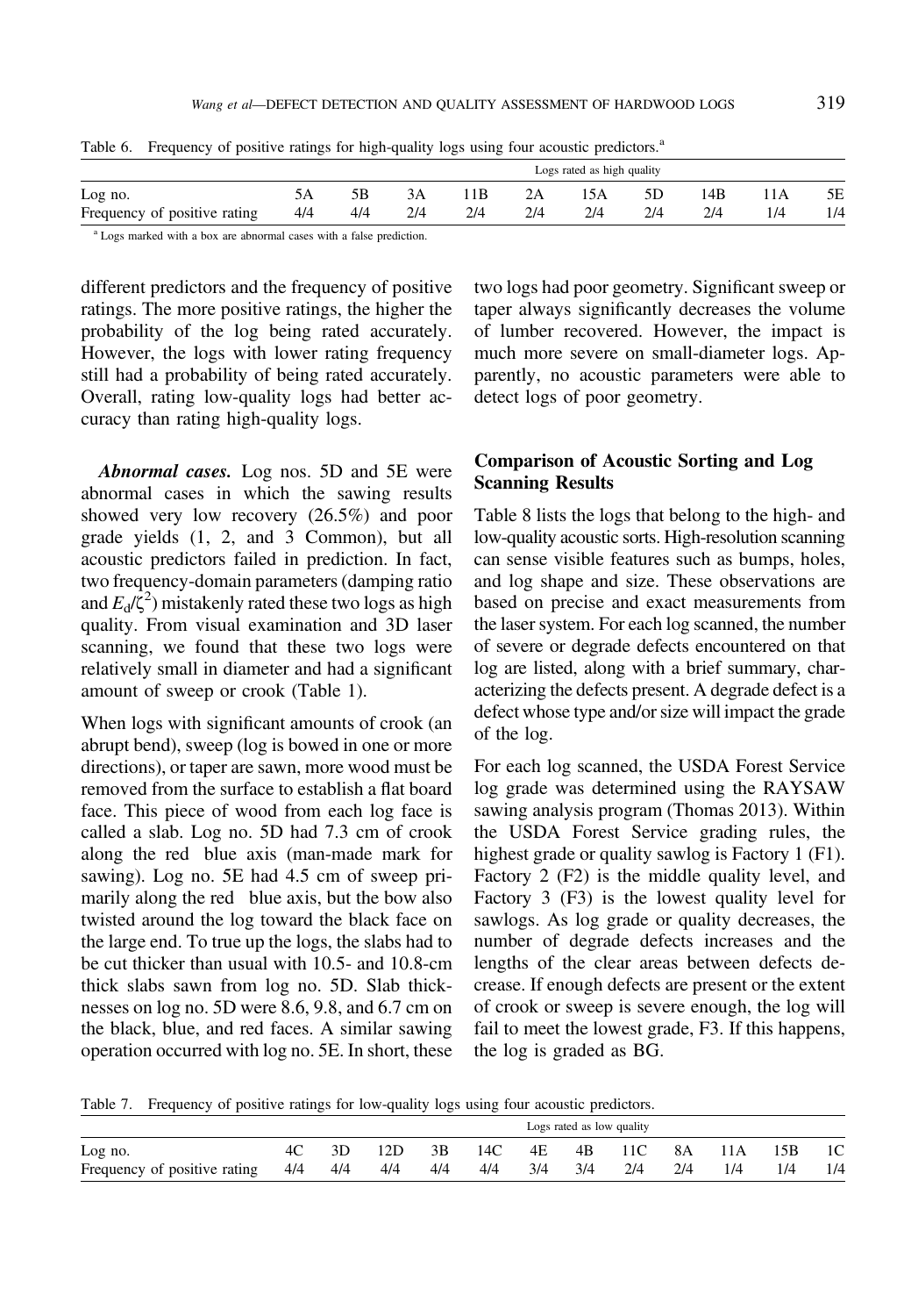Table 6. Frequency of positive ratings for high-quality logs using four acoustic predictors.[a]

| | Logs rated as high quality | | | | | | | | | |
|---|---|---|---|---|---|---|---|---|---|---|
| Log no. | 5A | 5B | 3A | 11B | 2A | 15A | 5D | 14B | 11A | 5E |
| Frequency of positive rating | 4/4 | 4/4 | 2/4 | 2/4 | 2/4 | 2/4 | 2/4 | 2/4 | 1/4 | 1/4 |

[a] Logs marked with a box are abnormal cases with a false prediction.

different predictors and the frequency of positive ratings. The more positive ratings, the higher the probability of the log being rated accurately. However, the logs with lower rating frequency still had a probability of being rated accurately. Overall, rating low-quality logs had better accuracy than rating high-quality logs.

***Abnormal cases.*** Log nos. 5D and 5E were abnormal cases in which the sawing results showed very low recovery (26.5%) and poor grade yields (1, 2, and 3 Common), but all acoustic predictors failed in prediction. In fact, two frequency-domain parameters (damping ratio and $E_d/\zeta^2$) mistakenly rated these two logs as high quality. From visual examination and 3D laser scanning, we found that these two logs were relatively small in diameter and had a significant amount of sweep or crook (Table 1).

When logs with significant amounts of crook (an abrupt bend), sweep (log is bowed in one or more directions), or taper are sawn, more wood must be removed from the surface to establish a flat board face. This piece of wood from each log face is called a slab. Log no. 5D had 7.3 cm of crook along the red blue axis (man-made mark for sawing). Log no. 5E had 4.5 cm of sweep primarily along the red blue axis, but the bow also twisted around the log toward the black face on the large end. To true up the logs, the slabs had to be cut thicker than usual with 10.5- and 10.8-cm thick slabs sawn from log no. 5D. Slab thicknesses on log no. 5D were 8.6, 9.8, and 6.7 cm on the black, blue, and red faces. A similar sawing operation occurred with log no. 5E. In short, these two logs had poor geometry. Significant sweep or taper always significantly decreases the volume of lumber recovered. However, the impact is much more severe on small-diameter logs. Apparently, no acoustic parameters were able to detect logs of poor geometry.

### Comparison of Acoustic Sorting and Log Scanning Results

Table 8 lists the logs that belong to the high- and low-quality acoustic sorts. High-resolution scanning can sense visible features such as bumps, holes, and log shape and size. These observations are based on precise and exact measurements from the laser system. For each log scanned, the number of severe or degrade defects encountered on that log are listed, along with a brief summary, characterizing the defects present. A degrade defect is a defect whose type and/or size will impact the grade of the log.

For each log scanned, the USDA Forest Service log grade was determined using the RAYSAW sawing analysis program (Thomas 2013). Within the USDA Forest Service grading rules, the highest grade or quality sawlog is Factory 1 (F1). Factory 2 (F2) is the middle quality level, and Factory 3 (F3) is the lowest quality level for sawlogs. As log grade or quality decreases, the number of degrade defects increases and the lengths of the clear areas between defects decrease. If enough defects are present or the extent of crook or sweep is severe enough, the log will fail to meet the lowest grade, F3. If this happens, the log is graded as BG.

Table 7. Frequency of positive ratings for low-quality logs using four acoustic predictors.

| | Logs rated as low quality | | | | | | | | | | | |
|---|---|---|---|---|---|---|---|---|---|---|---|---|
| Log no. | 4C | 3D | 12D | 3B | 14C | 4E | 4B | 11C | 8A | 11A | 15B | 1C |
| Frequency of positive rating | 4/4 | 4/4 | 4/4 | 4/4 | 4/4 | 3/4 | 3/4 | 2/4 | 2/4 | 1/4 | 1/4 | 1/4 |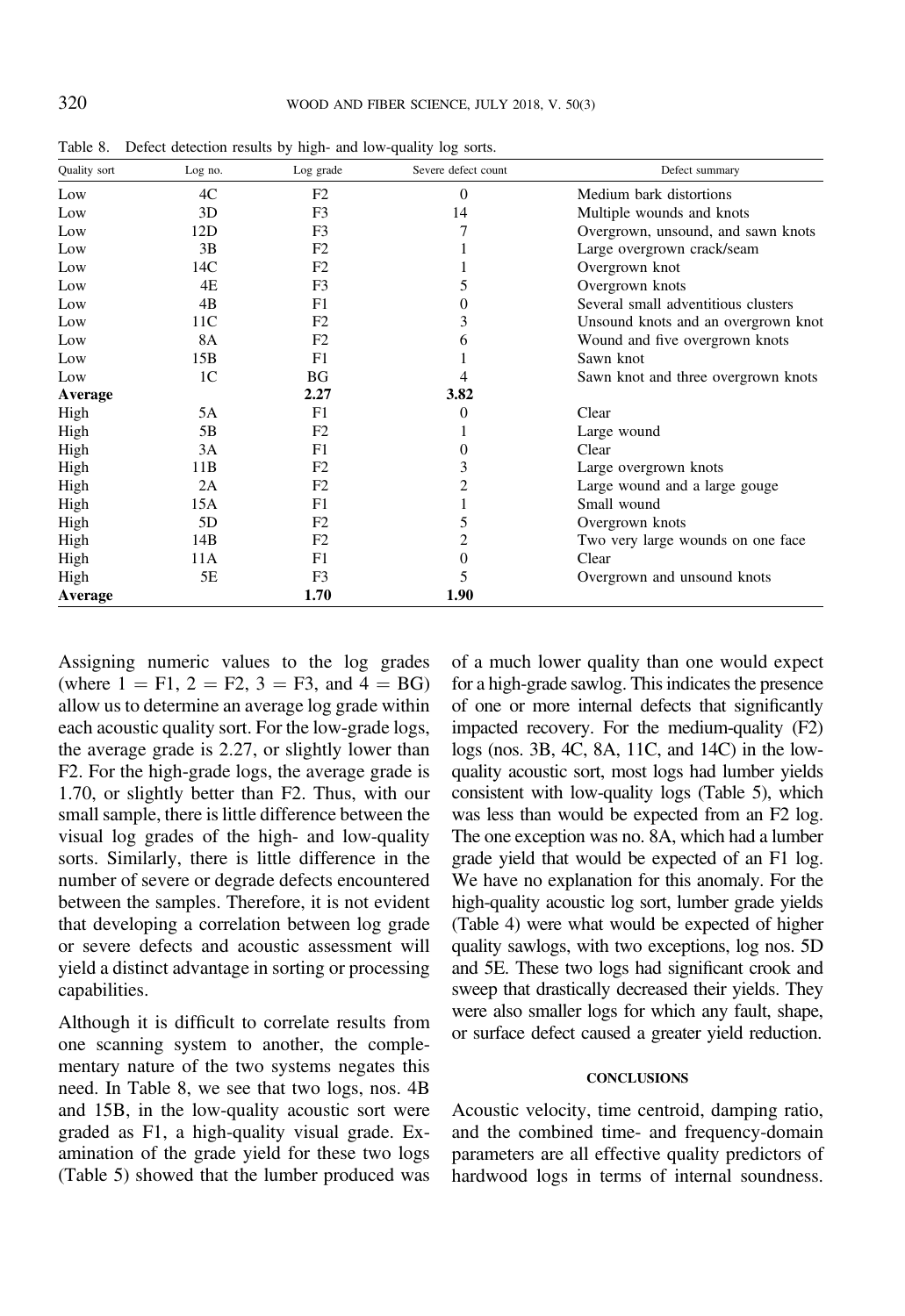Table 8. Defect detection results by high- and low-quality log sorts.

| Quality sort | Log no. | Log grade | Severe defect count | Defect summary |
|---|---|---|---|---|
| Low | 4C | F2 | 0 | Medium bark distortions |
| Low | 3D | F3 | 14 | Multiple wounds and knots |
| Low | 12D | F3 | 7 | Overgrown, unsound, and sawn knots |
| Low | 3B | F2 | 1 | Large overgrown crack/seam |
| Low | 14C | F2 | 1 | Overgrown knot |
| Low | 4E | F3 | 5 | Overgrown knots |
| Low | 4B | F1 | 0 | Several small adventitious clusters |
| Low | 11C | F2 | 3 | Unsound knots and an overgrown knot |
| Low | 8A | F2 | 6 | Wound and five overgrown knots |
| Low | 15B | F1 | 1 | Sawn knot |
| Low | 1C | BG | 4 | Sawn knot and three overgrown knots |
| **Average** | | **2.27** | **3.82** | |
| High | 5A | F1 | 0 | Clear |
| High | 5B | F2 | 1 | Large wound |
| High | 3A | F1 | 0 | Clear |
| High | 11B | F2 | 3 | Large overgrown knots |
| High | 2A | F2 | 2 | Large wound and a large gouge |
| High | 15A | F1 | 1 | Small wound |
| High | 5D | F2 | 5 | Overgrown knots |
| High | 14B | F2 | 2 | Two very large wounds on one face |
| High | 11A | F1 | 0 | Clear |
| High | 5E | F3 | 5 | Overgrown and unsound knots |
| **Average** | | **1.70** | **1.90** | |

Assigning numeric values to the log grades (where 1 = F1, 2 = F2, 3 = F3, and 4 = BG) allow us to determine an average log grade within each acoustic quality sort. For the low-grade logs, the average grade is 2.27, or slightly lower than F2. For the high-grade logs, the average grade is 1.70, or slightly better than F2. Thus, with our small sample, there is little difference between the visual log grades of the high- and low-quality sorts. Similarly, there is little difference in the number of severe or degrade defects encountered between the samples. Therefore, it is not evident that developing a correlation between log grade or severe defects and acoustic assessment will yield a distinct advantage in sorting or processing capabilities.

Although it is difficult to correlate results from one scanning system to another, the complementary nature of the two systems negates this need. In Table 8, we see that two logs, nos. 4B and 15B, in the low-quality acoustic sort were graded as F1, a high-quality visual grade. Examination of the grade yield for these two logs (Table 5) showed that the lumber produced was of a much lower quality than one would expect for a high-grade sawlog. This indicates the presence of one or more internal defects that significantly impacted recovery. For the medium-quality (F2) logs (nos. 3B, 4C, 8A, 11C, and 14C) in the low-quality acoustic sort, most logs had lumber yields consistent with low-quality logs (Table 5), which was less than would be expected from an F2 log. The one exception was no. 8A, which had a lumber grade yield that would be expected of an F1 log. We have no explanation for this anomaly. For the high-quality acoustic log sort, lumber grade yields (Table 4) were what would be expected of higher quality sawlogs, with two exceptions, log nos. 5D and 5E. These two logs had significant crook and sweep that drastically decreased their yields. They were also smaller logs for which any fault, shape, or surface defect caused a greater yield reduction.

## CONCLUSIONS

Acoustic velocity, time centroid, damping ratio, and the combined time- and frequency-domain parameters are all effective quality predictors of hardwood logs in terms of internal soundness.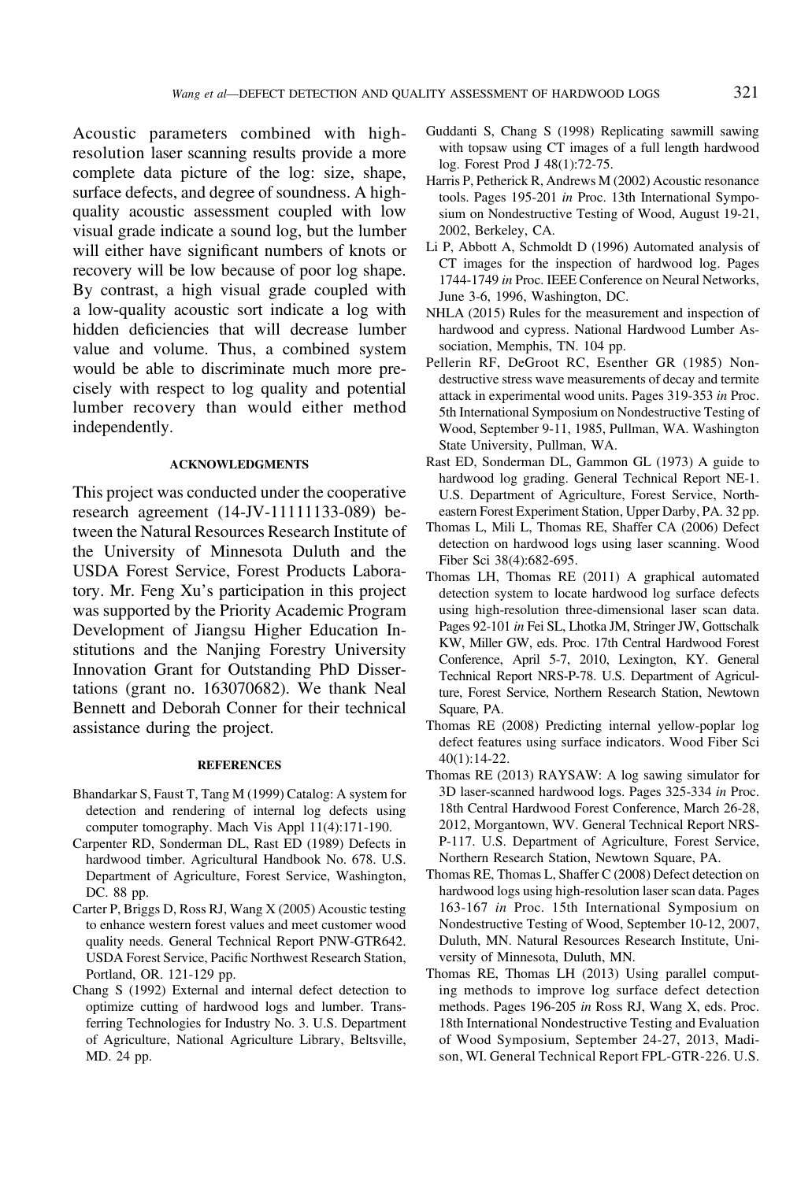Acoustic parameters combined with high-resolution laser scanning results provide a more complete data picture of the log: size, shape, surface defects, and degree of soundness. A high-quality acoustic assessment coupled with low visual grade indicate a sound log, but the lumber will either have significant numbers of knots or recovery will be low because of poor log shape. By contrast, a high visual grade coupled with a low-quality acoustic sort indicate a log with hidden deficiencies that will decrease lumber value and volume. Thus, a combined system would be able to discriminate much more precisely with respect to log quality and potential lumber recovery than would either method independently.

## ACKNOWLEDGMENTS

This project was conducted under the cooperative research agreement (14-JV-11111133-089) between the Natural Resources Research Institute of the University of Minnesota Duluth and the USDA Forest Service, Forest Products Laboratory. Mr. Feng Xu's participation in this project was supported by the Priority Academic Program Development of Jiangsu Higher Education Institutions and the Nanjing Forestry University Innovation Grant for Outstanding PhD Dissertations (grant no. 163070682). We thank Neal Bennett and Deborah Conner for their technical assistance during the project.

## REFERENCES

Bhandarkar S, Faust T, Tang M (1999) Catalog: A system for detection and rendering of internal log defects using computer tomography. Mach Vis Appl 11(4):171-190.

Carpenter RD, Sonderman DL, Rast ED (1989) Defects in hardwood timber. Agricultural Handbook No. 678. U.S. Department of Agriculture, Forest Service, Washington, DC. 88 pp.

Carter P, Briggs D, Ross RJ, Wang X (2005) Acoustic testing to enhance western forest values and meet customer wood quality needs. General Technical Report PNW-GTR642. USDA Forest Service, Pacific Northwest Research Station, Portland, OR. 121-129 pp.

Chang S (1992) External and internal defect detection to optimize cutting of hardwood logs and lumber. Transferring Technologies for Industry No. 3. U.S. Department of Agriculture, National Agriculture Library, Beltsville, MD. 24 pp.

Guddanti S, Chang S (1998) Replicating sawmill sawing with topsaw using CT images of a full length hardwood log. Forest Prod J 48(1):72-75.

Harris P, Petherick R, Andrews M (2002) Acoustic resonance tools. Pages 195-201 *in* Proc. 13th International Symposium on Nondestructive Testing of Wood, August 19-21, 2002, Berkeley, CA.

Li P, Abbott A, Schmoldt D (1996) Automated analysis of CT images for the inspection of hardwood log. Pages 1744-1749 *in* Proc. IEEE Conference on Neural Networks, June 3-6, 1996, Washington, DC.

NHLA (2015) Rules for the measurement and inspection of hardwood and cypress. National Hardwood Lumber Association, Memphis, TN. 104 pp.

Pellerin RF, DeGroot RC, Esenther GR (1985) Nondestructive stress wave measurements of decay and termite attack in experimental wood units. Pages 319-353 *in* Proc. 5th International Symposium on Nondestructive Testing of Wood, September 9-11, 1985, Pullman, WA. Washington State University, Pullman, WA.

Rast ED, Sonderman DL, Gammon GL (1973) A guide to hardwood log grading. General Technical Report NE-1. U.S. Department of Agriculture, Forest Service, Northeastern Forest Experiment Station, Upper Darby, PA. 32 pp.

Thomas L, Mili L, Thomas RE, Shaffer CA (2006) Defect detection on hardwood logs using laser scanning. Wood Fiber Sci 38(4):682-695.

Thomas LH, Thomas RE (2011) A graphical automated detection system to locate hardwood log surface defects using high-resolution three-dimensional laser scan data. Pages 92-101 *in* Fei SL, Lhotka JM, Stringer JW, Gottschalk KW, Miller GW, eds. Proc. 17th Central Hardwood Forest Conference, April 5-7, 2010, Lexington, KY. General Technical Report NRS-P-78. U.S. Department of Agriculture, Forest Service, Northern Research Station, Newtown Square, PA.

Thomas RE (2008) Predicting internal yellow-poplar log defect features using surface indicators. Wood Fiber Sci 40(1):14-22.

Thomas RE (2013) RAYSAW: A log sawing simulator for 3D laser-scanned hardwood logs. Pages 325-334 *in* Proc. 18th Central Hardwood Forest Conference, March 26-28, 2012, Morgantown, WV. General Technical Report NRS-P-117. U.S. Department of Agriculture, Forest Service, Northern Research Station, Newtown Square, PA.

Thomas RE, Thomas L, Shaffer C (2008) Defect detection on hardwood logs using high-resolution laser scan data. Pages 163-167 *in* Proc. 15th International Symposium on Nondestructive Testing of Wood, September 10-12, 2007, Duluth, MN. Natural Resources Research Institute, University of Minnesota, Duluth, MN.

Thomas RE, Thomas LH (2013) Using parallel computing methods to improve log surface defect detection methods. Pages 196-205 *in* Ross RJ, Wang X, eds. Proc. 18th International Nondestructive Testing and Evaluation of Wood Symposium, September 24-27, 2013, Madison, WI. General Technical Report FPL-GTR-226. U.S.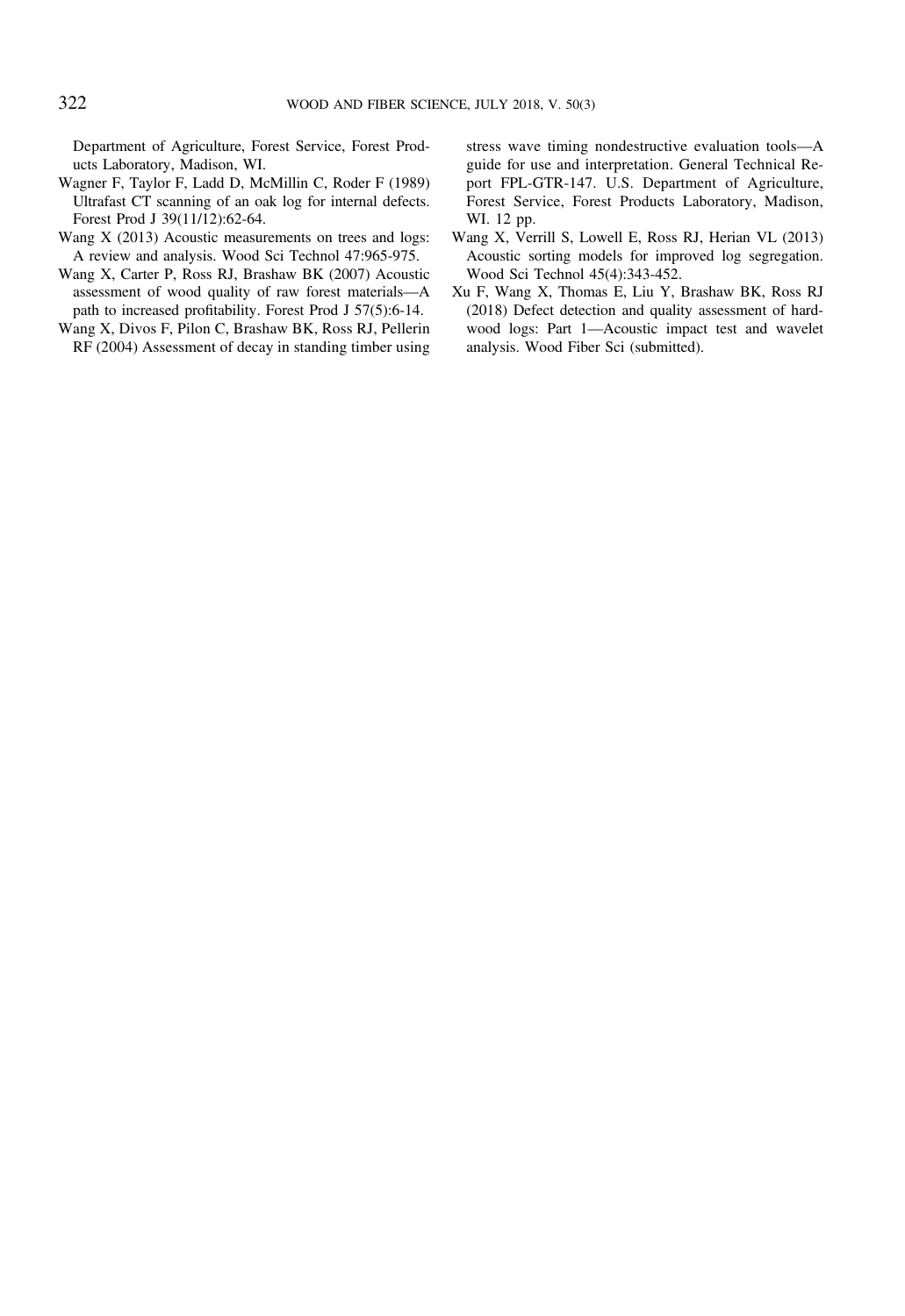Department of Agriculture, Forest Service, Forest Products Laboratory, Madison, WI.

Wagner F, Taylor F, Ladd D, McMillin C, Roder F (1989) Ultrafast CT scanning of an oak log for internal defects. Forest Prod J 39(11/12):62-64.

Wang X (2013) Acoustic measurements on trees and logs: A review and analysis. Wood Sci Technol 47:965-975.

Wang X, Carter P, Ross RJ, Brashaw BK (2007) Acoustic assessment of wood quality of raw forest materials—A path to increased profitability. Forest Prod J 57(5):6-14.

Wang X, Divos F, Pilon C, Brashaw BK, Ross RJ, Pellerin RF (2004) Assessment of decay in standing timber using stress wave timing nondestructive evaluation tools—A guide for use and interpretation. General Technical Report FPL-GTR-147. U.S. Department of Agriculture, Forest Service, Forest Products Laboratory, Madison, WI. 12 pp.

Wang X, Verrill S, Lowell E, Ross RJ, Herian VL (2013) Acoustic sorting models for improved log segregation. Wood Sci Technol 45(4):343-452.

Xu F, Wang X, Thomas E, Liu Y, Brashaw BK, Ross RJ (2018) Defect detection and quality assessment of hardwood logs: Part 1—Acoustic impact test and wavelet analysis. Wood Fiber Sci (submitted).